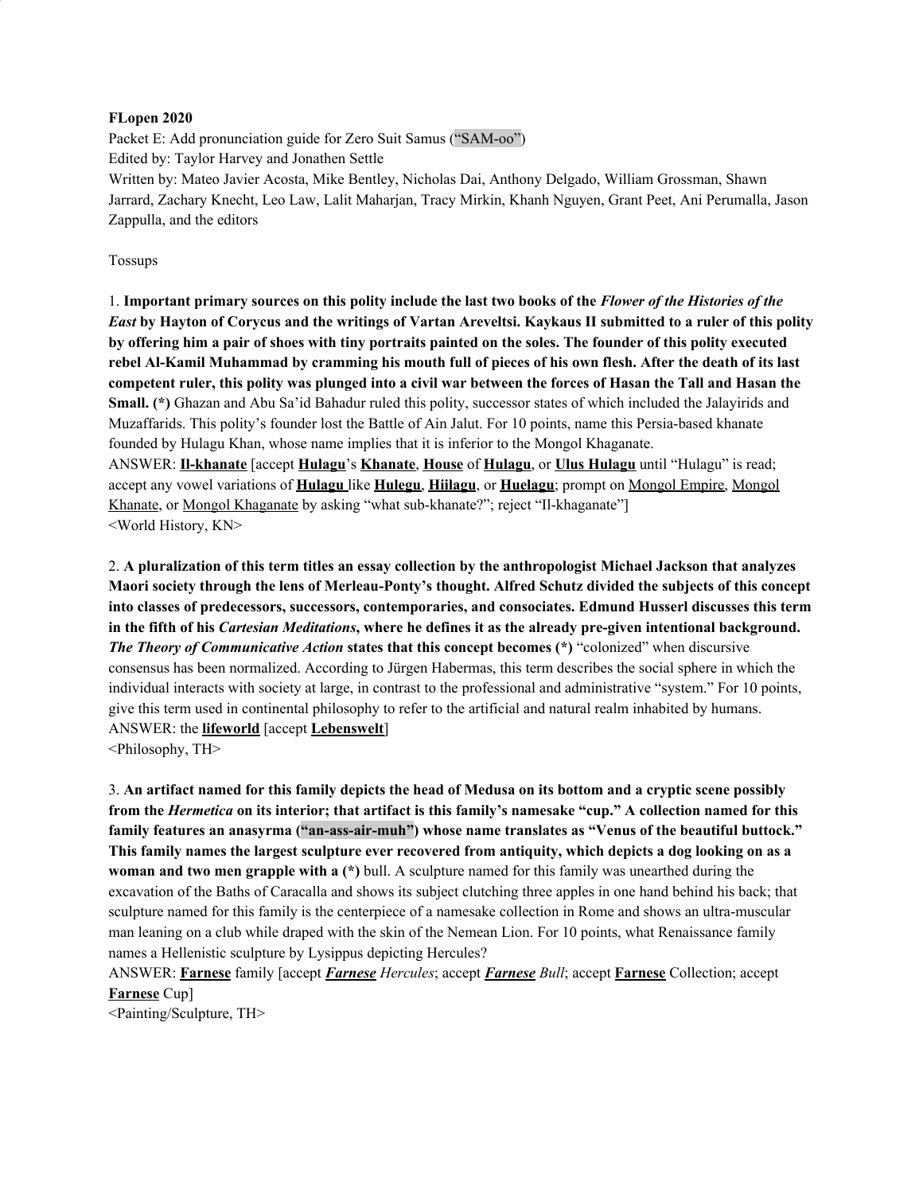**FLopen 2020**

Packet E: Add pronunciation guide for Zero Suit Samus ("SAM-oo")

Edited by: Taylor Harvey and Jonathen Settle

Written by: Mateo Javier Acosta, Mike Bentley, Nicholas Dai, Anthony Delgado, William Grossman, Shawn Jarrard, Zachary Knecht, Leo Law, Lalit Maharjan, Tracy Mirkin, Khanh Nguyen, Grant Peet, Ani Perumalla, Jason Zappulla, and the editors

Tossups

1. **Important primary sources on this polity include the last two books of the *Flower of the Histories of the East* by Hayton of Corycus and the writings of Vartan Areveltsi. Kaykaus II submitted to a ruler of this polity by offering him a pair of shoes with tiny portraits painted on the soles. The founder of this polity executed rebel Al-Kamil Muhammad by cramming his mouth full of pieces of his own flesh. After the death of its last competent ruler, this polity was plunged into a civil war between the forces of Hasan the Tall and Hasan the Small. (*)** Ghazan and Abu Sa'id Bahadur ruled this polity, successor states of which included the Jalayirids and Muzaffarids. This polity's founder lost the Battle of Ain Jalut. For 10 points, name this Persia-based khanate founded by Hulagu Khan, whose name implies that it is inferior to the Mongol Khaganate.

ANSWER: **<u>Il-khanate</u>** [accept **<u>Hulagu</u>**'s **<u>Khanate</u>**, **<u>House</u>** of **<u>Hulagu</u>**, or **<u>Ulus Hulagu</u>** until "Hulagu" is read; accept any vowel variations of **<u>Hulagu</u>** like **<u>Hulegu</u>**, **<u>Hülagu</u>**, or **<u>Huelagu</u>**; prompt on <u>Mongol Empire</u>, <u>Mongol Khanate</u>, or <u>Mongol Khaganate</u> by asking "what sub-khanate?"; reject "Il-khaganate"]

<World History, KN>

2. **A pluralization of this term titles an essay collection by the anthropologist Michael Jackson that analyzes Maori society through the lens of Merleau-Ponty's thought. Alfred Schutz divided the subjects of this concept into classes of predecessors, successors, contemporaries, and consociates. Edmund Husserl discusses this term in the fifth of his *Cartesian Meditations*, where he defines it as the already pre-given intentional background. *The Theory of Communicative Action* states that this concept becomes (*)** "colonized" when discursive consensus has been normalized. According to Jürgen Habermas, this term describes the social sphere in which the individual interacts with society at large, in contrast to the professional and administrative "system." For 10 points, give this term used in continental philosophy to refer to the artificial and natural realm inhabited by humans.

ANSWER: the **<u>lifeworld</u>** [accept **<u>Lebenswelt</u>**]

<Philosophy, TH>

3. **An artifact named for this family depicts the head of Medusa on its bottom and a cryptic scene possibly from the *Hermetica* on its interior; that artifact is this family's namesake "cup." A collection named for this family features an anasyrma ("an-ass-air-muh") whose name translates as "Venus of the beautiful buttock." This family names the largest sculpture ever recovered from antiquity, which depicts a dog looking on as a woman and two men grapple with a (*)** bull. A sculpture named for this family was unearthed during the excavation of the Baths of Caracalla and shows its subject clutching three apples in one hand behind his back; that sculpture named for this family is the centerpiece of a namesake collection in Rome and shows an ultra-muscular man leaning on a club while draped with the skin of the Nemean Lion. For 10 points, what Renaissance family names a Hellenistic sculpture by Lysippus depicting Hercules?

ANSWER: **<u>Farnese</u>** family [accept ***<u>Farnese</u>*** *Hercules*; accept ***<u>Farnese</u>*** *Bull*; accept **<u>Farnese</u>** Collection; accept **<u>Farnese</u>** Cup]

<Painting/Sculpture, TH>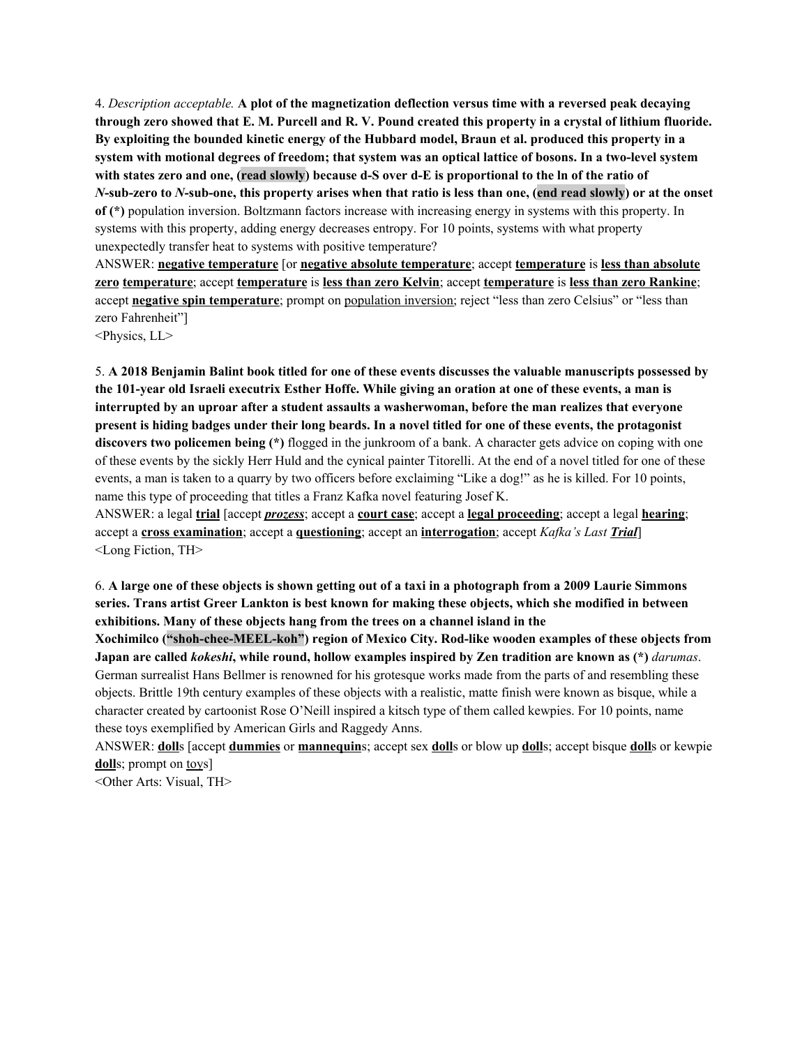4. *Description acceptable.* **A plot of the magnetization deflection versus time with a reversed peak decaying through zero showed that E. M. Purcell and R. V. Pound created this property in a crystal of lithium fluoride. By exploiting the bounded kinetic energy of the Hubbard model, Braun et al. produced this property in a system with motional degrees of freedom; that system was an optical lattice of bosons. In a two-level system with states zero and one, (read slowly) because d-S over d-E is proportional to the ln of the ratio of *N*-sub-zero to *N*-sub-one, this property arises when that ratio is less than one, (end read slowly) or at the onset of (\*)** population inversion. Boltzmann factors increase with increasing energy in systems with this property. In systems with this property, adding energy decreases entropy. For 10 points, systems with what property unexpectedly transfer heat to systems with positive temperature?

ANSWER: **negative temperature** [or **negative absolute temperature**; accept **temperature** is **less than absolute zero temperature**; accept **temperature** is **less than zero Kelvin**; accept **temperature** is **less than zero Rankine**; accept **negative spin temperature**; prompt on population inversion; reject "less than zero Celsius" or "less than zero Fahrenheit"]

<Physics, LL>

5. **A 2018 Benjamin Balint book titled for one of these events discusses the valuable manuscripts possessed by the 101-year old Israeli executrix Esther Hoffe. While giving an oration at one of these events, a man is interrupted by an uproar after a student assaults a washerwoman, before the man realizes that everyone present is hiding badges under their long beards. In a novel titled for one of these events, the protagonist discovers two policemen being (\*)** flogged in the junkroom of a bank. A character gets advice on coping with one of these events by the sickly Herr Huld and the cynical painter Titorelli. At the end of a novel titled for one of these events, a man is taken to a quarry by two officers before exclaiming "Like a dog!" as he is killed. For 10 points, name this type of proceeding that titles a Franz Kafka novel featuring Josef K.

ANSWER: a legal **trial** [accept ***prozess***; accept a **court case**; accept a **legal proceeding**; accept a legal **hearing**; accept a **cross examination**; accept a **questioning**; accept an **interrogation**; accept *Kafka's Last **Trial***]

<Long Fiction, TH>

6. **A large one of these objects is shown getting out of a taxi in a photograph from a 2009 Laurie Simmons series. Trans artist Greer Lankton is best known for making these objects, which she modified in between exhibitions. Many of these objects hang from the trees on a channel island in the Xochimilco ("shoh-chee-MEEL-koh") region of Mexico City. Rod-like wooden examples of these objects from Japan are called *kokeshi*, while round, hollow examples inspired by Zen tradition are known as (\*)** *darumas*. German surrealist Hans Bellmer is renowned for his grotesque works made from the parts of and resembling these objects. Brittle 19th century examples of these objects with a realistic, matte finish were known as bisque, while a character created by cartoonist Rose O'Neill inspired a kitsch type of them called kewpies. For 10 points, name these toys exemplified by American Girls and Raggedy Anns.

ANSWER: **doll**s [accept **dummies** or **mannequin**s; accept sex **doll**s or blow up **doll**s; accept bisque **doll**s or kewpie **doll**s; prompt on toys]

<Other Arts: Visual, TH>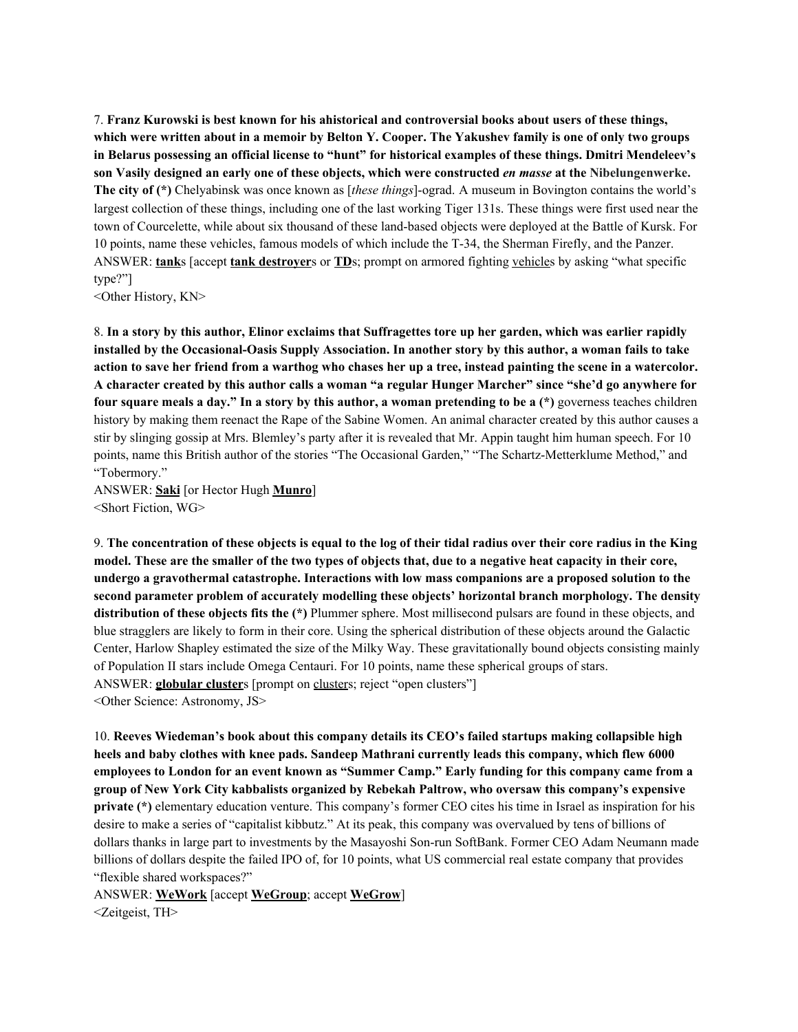7. **Franz Kurowski is best known for his ahistorical and controversial books about users of these things, which were written about in a memoir by Belton Y. Cooper. The Yakushev family is one of only two groups in Belarus possessing an official license to "hunt" for historical examples of these things. Dmitri Mendeleev's son Vasily designed an early one of these objects, which were constructed *en masse* at the Nibelungenwerke. The city of (*)** Chelyabinsk was once known as [*these things*]-ograd. A museum in Bovington contains the world's largest collection of these things, including one of the last working Tiger 131s. These things were first used near the town of Courcelette, while about six thousand of these land-based objects were deployed at the Battle of Kursk. For 10 points, name these vehicles, famous models of which include the T-34, the Sherman Firefly, and the Panzer.
ANSWER: **tank**s [accept **tank destroyer**s or **TD**s; prompt on armored fighting vehicles by asking "what specific type?"]
<Other History, KN>

8. **In a story by this author, Elinor exclaims that Suffragettes tore up her garden, which was earlier rapidly installed by the Occasional-Oasis Supply Association. In another story by this author, a woman fails to take action to save her friend from a warthog who chases her up a tree, instead painting the scene in a watercolor. A character created by this author calls a woman "a regular Hunger Marcher" since "she'd go anywhere for four square meals a day." In a story by this author, a woman pretending to be a (*)** governess teaches children history by making them reenact the Rape of the Sabine Women. An animal character created by this author causes a stir by slinging gossip at Mrs. Blemley's party after it is revealed that Mr. Appin taught him human speech. For 10 points, name this British author of the stories "The Occasional Garden," "The Schartz-Metterklume Method," and "Tobermory."
ANSWER: **Saki** [or Hector Hugh **Munro**]
<Short Fiction, WG>

9. **The concentration of these objects is equal to the log of their tidal radius over their core radius in the King model. These are the smaller of the two types of objects that, due to a negative heat capacity in their core, undergo a gravothermal catastrophe. Interactions with low mass companions are a proposed solution to the second parameter problem of accurately modelling these objects' horizontal branch morphology. The density distribution of these objects fits the (*)** Plummer sphere. Most millisecond pulsars are found in these objects, and blue stragglers are likely to form in their core. Using the spherical distribution of these objects around the Galactic Center, Harlow Shapley estimated the size of the Milky Way. These gravitationally bound objects consisting mainly of Population II stars include Omega Centauri. For 10 points, name these spherical groups of stars.
ANSWER: **globular cluster**s [prompt on clusters; reject "open clusters"]
<Other Science: Astronomy, JS>

10. **Reeves Wiedeman's book about this company details its CEO's failed startups making collapsible high heels and baby clothes with knee pads. Sandeep Mathrani currently leads this company, which flew 6000 employees to London for an event known as "Summer Camp." Early funding for this company came from a group of New York City kabbalists organized by Rebekah Paltrow, who oversaw this company's expensive private (*)** elementary education venture. This company's former CEO cites his time in Israel as inspiration for his desire to make a series of "capitalist kibbutz." At its peak, this company was overvalued by tens of billions of dollars thanks in large part to investments by the Masayoshi Son-run SoftBank. Former CEO Adam Neumann made billions of dollars despite the failed IPO of, for 10 points, what US commercial real estate company that provides "flexible shared workspaces?"
ANSWER: **WeWork** [accept **WeGroup**; accept **WeGrow**]
<Zeitgeist, TH>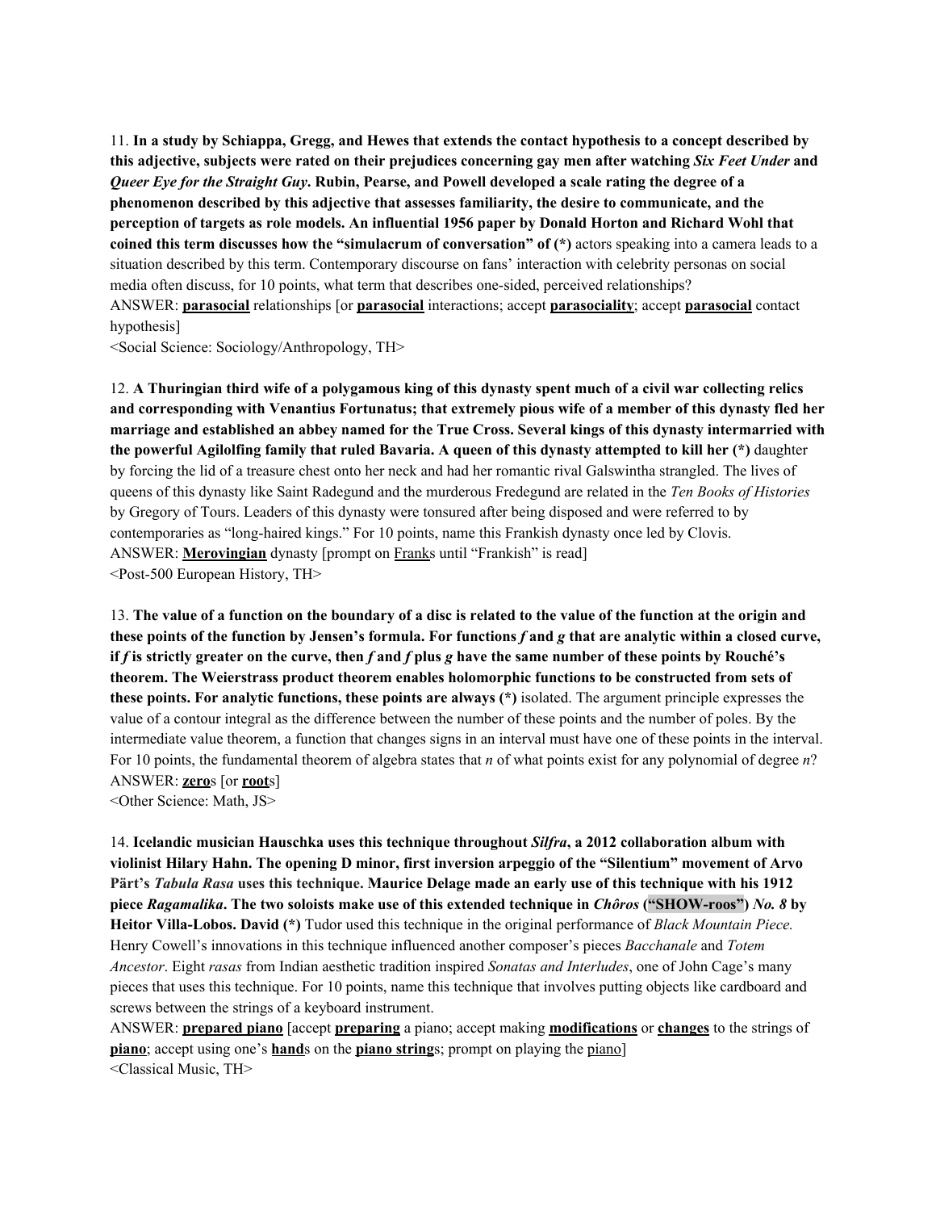11. **In a study by Schiappa, Gregg, and Hewes that extends the contact hypothesis to a concept described by this adjective, subjects were rated on their prejudices concerning gay men after watching *Six Feet Under* and *Queer Eye for the Straight Guy*. Rubin, Pearse, and Powell developed a scale rating the degree of a phenomenon described by this adjective that assesses familiarity, the desire to communicate, and the perception of targets as role models. An influential 1956 paper by Donald Horton and Richard Wohl that coined this term discusses how the "simulacrum of conversation" of (*)** actors speaking into a camera leads to a situation described by this term. Contemporary discourse on fans' interaction with celebrity personas on social media often discuss, for 10 points, what term that describes one-sided, perceived relationships?
ANSWER: **<u>parasocial</u>** relationships [or **<u>parasocial</u>** interactions; accept **<u>parasociality</u>**; accept **<u>parasocial</u>** contact hypothesis]
<Social Science: Sociology/Anthropology, TH>

12. **A Thuringian third wife of a polygamous king of this dynasty spent much of a civil war collecting relics and corresponding with Venantius Fortunatus; that extremely pious wife of a member of this dynasty fled her marriage and established an abbey named for the True Cross. Several kings of this dynasty intermarried with the powerful Agilolfing family that ruled Bavaria. A queen of this dynasty attempted to kill her (*)** daughter by forcing the lid of a treasure chest onto her neck and had her romantic rival Galswintha strangled. The lives of queens of this dynasty like Saint Radegund and the murderous Fredegund are related in the *Ten Books of Histories* by Gregory of Tours. Leaders of this dynasty were tonsured after being disposed and were referred to by contemporaries as "long-haired kings." For 10 points, name this Frankish dynasty once led by Clovis.
ANSWER: **<u>Merovingian</u>** dynasty [prompt on <u>Frank</u>s until "Frankish" is read]
<Post-500 European History, TH>

13. **The value of a function on the boundary of a disc is related to the value of the function at the origin and these points of the function by Jensen's formula. For functions *f* and *g* that are analytic within a closed curve, if *f* is strictly greater on the curve, then *f* and *f* plus *g* have the same number of these points by Rouché's theorem. The Weierstrass product theorem enables holomorphic functions to be constructed from sets of these points. For analytic functions, these points are always (*)** isolated. The argument principle expresses the value of a contour integral as the difference between the number of these points and the number of poles. By the intermediate value theorem, a function that changes signs in an interval must have one of these points in the interval. For 10 points, the fundamental theorem of algebra states that *n* of what points exist for any polynomial of degree *n*?
ANSWER: **<u>zero</u>**s [or **<u>root</u>**s]
<Other Science: Math, JS>

14. **Icelandic musician Hauschka uses this technique throughout *Silfra*, a 2012 collaboration album with violinist Hilary Hahn. The opening D minor, first inversion arpeggio of the "Silentium" movement of Arvo Pärt's *Tabula Rasa* uses this technique. Maurice Delage made an early use of this technique with his 1912 piece *Ragamalika*. The two soloists make use of this extended technique in *Chôros* ("SHOW-roos") *No. 8* by Heitor Villa-Lobos. David (*)** Tudor used this technique in the original performance of *Black Mountain Piece.* Henry Cowell's innovations in this technique influenced another composer's pieces *Bacchanale* and *Totem Ancestor*. Eight *rasas* from Indian aesthetic tradition inspired *Sonatas and Interludes*, one of John Cage's many pieces that uses this technique. For 10 points, name this technique that involves putting objects like cardboard and screws between the strings of a keyboard instrument.
ANSWER: **<u>prepared piano</u>** [accept **<u>preparing</u>** a piano; accept making **<u>modifications</u>** or **<u>changes</u>** to the strings of **<u>piano</u>**; accept using one's **<u>hand</u>**s on the **<u>piano string</u>**s; prompt on playing the <u>piano</u>]
<Classical Music, TH>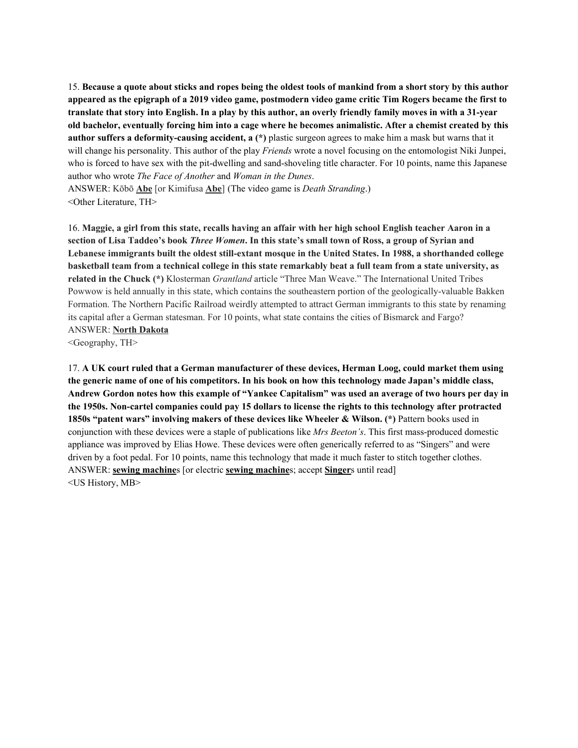15. **Because a quote about sticks and ropes being the oldest tools of mankind from a short story by this author appeared as the epigraph of a 2019 video game, postmodern video game critic Tim Rogers became the first to translate that story into English. In a play by this author, an overly friendly family moves in with a 31-year old bachelor, eventually forcing him into a cage where he becomes animalistic. After a chemist created by this author suffers a deformity-causing accident, a (*)** plastic surgeon agrees to make him a mask but warns that it will change his personality. This author of the play *Friends* wrote a novel focusing on the entomologist Niki Junpei, who is forced to have sex with the pit-dwelling and sand-shoveling title character. For 10 points, name this Japanese author who wrote *The Face of Another* and *Woman in the Dunes*.
ANSWER: Kōbō **Abe** [or Kimifusa **Abe**] (The video game is *Death Stranding*.)
<Other Literature, TH>

16. **Maggie, a girl from this state, recalls having an affair with her high school English teacher Aaron in a section of Lisa Taddeo's book *Three Women*. In this state's small town of Ross, a group of Syrian and Lebanese immigrants built the oldest still-extant mosque in the United States. In 1988, a shorthanded college basketball team from a technical college in this state remarkably beat a full team from a state university, as related in the Chuck (*)** Klosterman *Grantland* article "Three Man Weave." The International United Tribes Powwow is held annually in this state, which contains the southeastern portion of the geologically-valuable Bakken Formation. The Northern Pacific Railroad weirdly attempted to attract German immigrants to this state by renaming its capital after a German statesman. For 10 points, what state contains the cities of Bismarck and Fargo?
ANSWER: **North Dakota**
<Geography, TH>

17. **A UK court ruled that a German manufacturer of these devices, Herman Loog, could market them using the generic name of one of his competitors. In his book on how this technology made Japan's middle class, Andrew Gordon notes how this example of "Yankee Capitalism" was used an average of two hours per day in the 1950s. Non-cartel companies could pay 15 dollars to license the rights to this technology after protracted 1850s "patent wars" involving makers of these devices like Wheeler & Wilson. (*)** Pattern books used in conjunction with these devices were a staple of publications like *Mrs Beeton's*. This first mass-produced domestic appliance was improved by Elias Howe. These devices were often generically referred to as "Singers" and were driven by a foot pedal. For 10 points, name this technology that made it much faster to stitch together clothes.
ANSWER: **sewing machine**s [or electric **sewing machine**s; accept **Singer**s until read]
<US History, MB>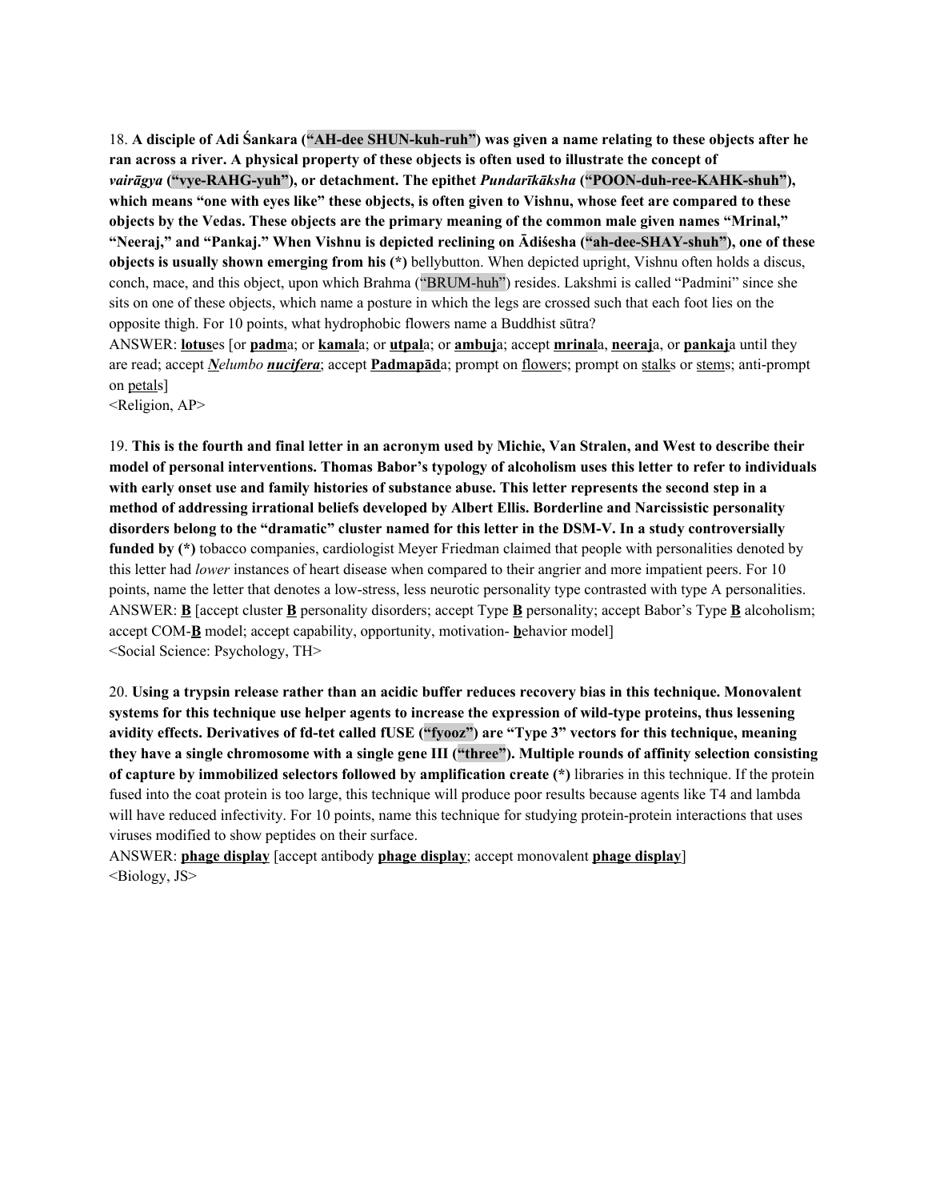18. **A disciple of Adi Śankara ("AH-dee SHUN-kuh-ruh") was given a name relating to these objects after he ran across a river. A physical property of these objects is often used to illustrate the concept of *vairāgya* ("vye-RAHG-yuh"), or detachment. The epithet *Pundarīkāksha* ("POON-duh-ree-KAHK-shuh"), which means "one with eyes like" these objects, is often given to Vishnu, whose feet are compared to these objects by the Vedas. These objects are the primary meaning of the common male given names "Mrinal," "Neeraj," and "Pankaj." When Vishnu is depicted reclining on Ādiśesha ("ah-dee-SHAY-shuh"), one of these objects is usually shown emerging from his (*)** bellybutton. When depicted upright, Vishnu often holds a discus, conch, mace, and this object, upon which Brahma ("BRUM-huh") resides. Lakshmi is called "Padmini" since she sits on one of these objects, which name a posture in which the legs are crossed such that each foot lies on the opposite thigh. For 10 points, what hydrophobic flowers name a Buddhist sūtra?

ANSWER: **lotus**es [or **padm**a; or **kamal**a; or **utpal**a; or **ambuj**a; accept **mrinal**a, **neeraj**a, or **pankaj**a until they are read; accept ***N**elumbo **nucifera***; accept **Padmapād**a; prompt on flowers; prompt on stalks or stems; anti-prompt on petals]

<Religion, AP>

19. **This is the fourth and final letter in an acronym used by Michie, Van Stralen, and West to describe their model of personal interventions. Thomas Babor's typology of alcoholism uses this letter to refer to individuals with early onset use and family histories of substance abuse. This letter represents the second step in a method of addressing irrational beliefs developed by Albert Ellis. Borderline and Narcissistic personality disorders belong to the "dramatic" cluster named for this letter in the DSM-V. In a study controversially funded by (*)** tobacco companies, cardiologist Meyer Friedman claimed that people with personalities denoted by this letter had *lower* instances of heart disease when compared to their angrier and more impatient peers. For 10 points, name the letter that denotes a low-stress, less neurotic personality type contrasted with type A personalities.

ANSWER: **B** [accept cluster **B** personality disorders; accept Type **B** personality; accept Babor's Type **B** alcoholism; accept COM-**B** model; accept capability, opportunity, motivation- **b**ehavior model]

<Social Science: Psychology, TH>

20. **Using a trypsin release rather than an acidic buffer reduces recovery bias in this technique. Monovalent systems for this technique use helper agents to increase the expression of wild-type proteins, thus lessening avidity effects. Derivatives of fd-tet called fUSE ("fyooz") are "Type 3" vectors for this technique, meaning they have a single chromosome with a single gene III ("three"). Multiple rounds of affinity selection consisting of capture by immobilized selectors followed by amplification create (*)** libraries in this technique. If the protein fused into the coat protein is too large, this technique will produce poor results because agents like T4 and lambda will have reduced infectivity. For 10 points, name this technique for studying protein-protein interactions that uses viruses modified to show peptides on their surface.

ANSWER: **phage display** [accept antibody **phage display**; accept monovalent **phage display**]

<Biology, JS>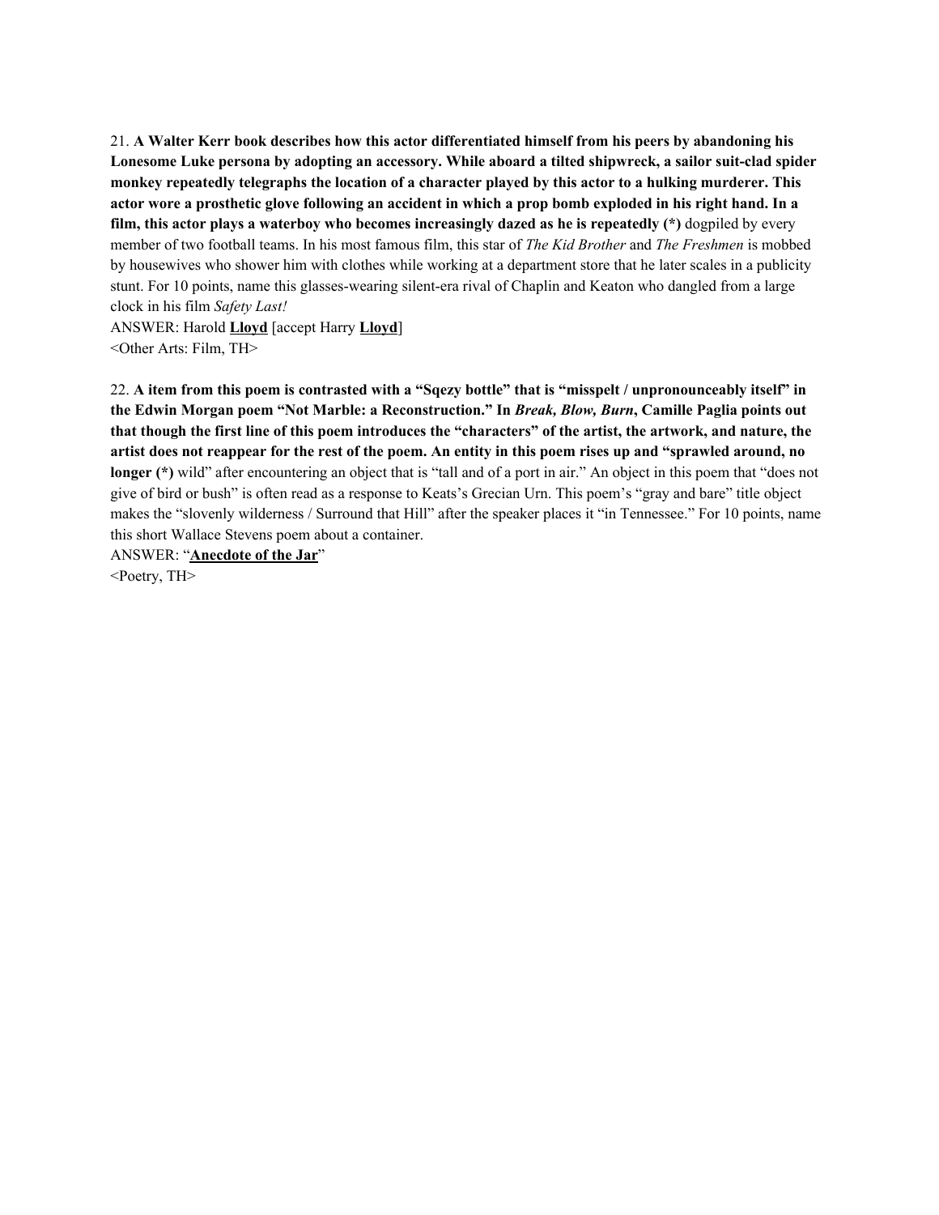21. **A Walter Kerr book describes how this actor differentiated himself from his peers by abandoning his Lonesome Luke persona by adopting an accessory. While aboard a tilted shipwreck, a sailor suit-clad spider monkey repeatedly telegraphs the location of a character played by this actor to a hulking murderer. This actor wore a prosthetic glove following an accident in which a prop bomb exploded in his right hand. In a film, this actor plays a waterboy who becomes increasingly dazed as he is repeatedly (*)** dogpiled by every member of two football teams. In his most famous film, this star of *The Kid Brother* and *The Freshmen* is mobbed by housewives who shower him with clothes while working at a department store that he later scales in a publicity stunt. For 10 points, name this glasses-wearing silent-era rival of Chaplin and Keaton who dangled from a large clock in his film *Safety Last!*

ANSWER: Harold **Lloyd** [accept Harry **Lloyd**]

<Other Arts: Film, TH>

22. **A item from this poem is contrasted with a "Sqezy bottle" that is "misspelt / unpronounceably itself" in the Edwin Morgan poem "Not Marble: a Reconstruction." In *Break, Blow, Burn*, Camille Paglia points out that though the first line of this poem introduces the "characters" of the artist, the artwork, and nature, the artist does not reappear for the rest of the poem. An entity in this poem rises up and "sprawled around, no longer (*)** wild" after encountering an object that is "tall and of a port in air." An object in this poem that "does not give of bird or bush" is often read as a response to Keats's Grecian Urn. This poem's "gray and bare" title object makes the "slovenly wilderness / Surround that Hill" after the speaker places it "in Tennessee." For 10 points, name this short Wallace Stevens poem about a container.

ANSWER: "**Anecdote of the Jar**"

<Poetry, TH>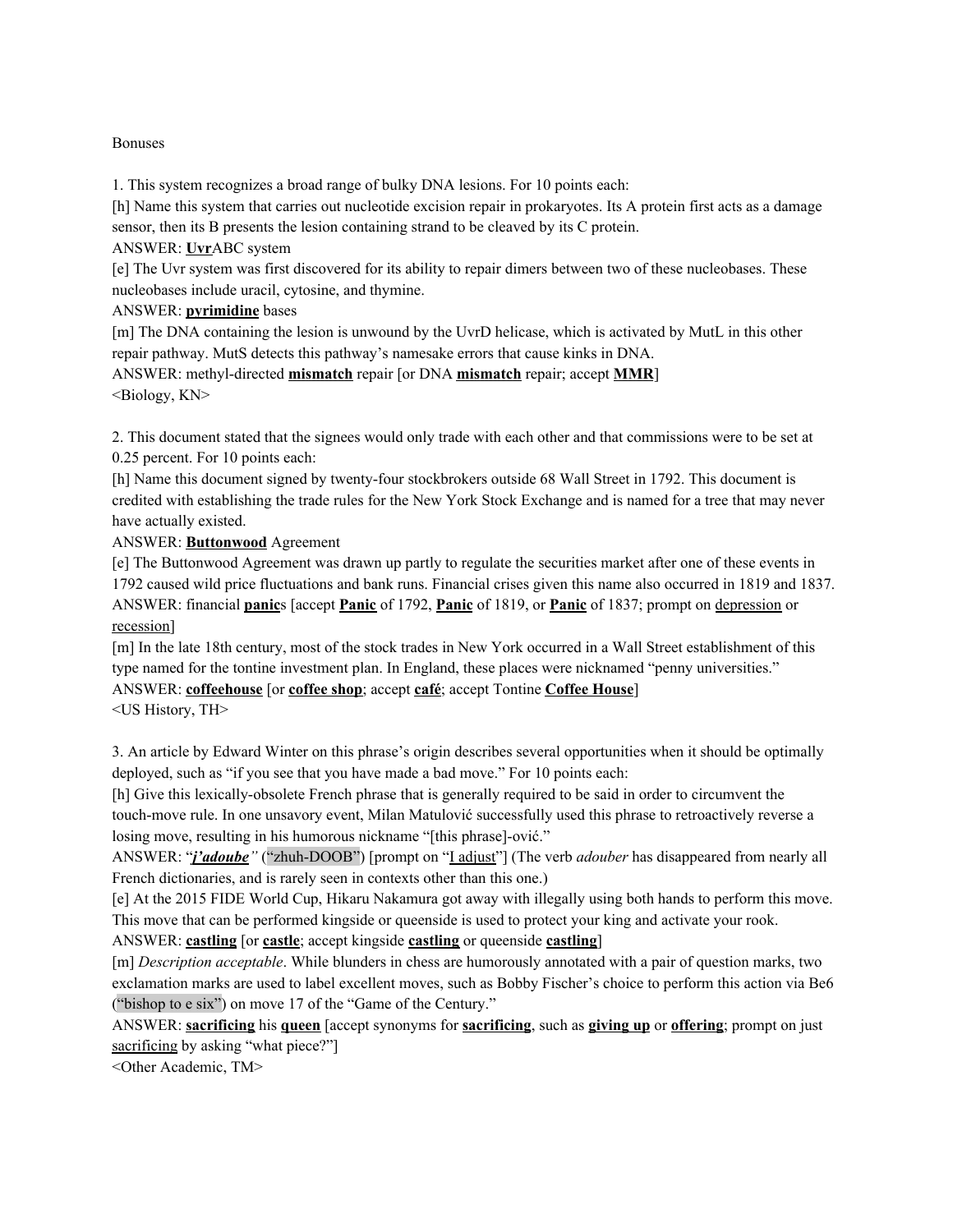Bonuses

1. This system recognizes a broad range of bulky DNA lesions. For 10 points each:

[h] Name this system that carries out nucleotide excision repair in prokaryotes. Its A protein first acts as a damage sensor, then its B presents the lesion containing strand to be cleaved by its C protein.

ANSWER: **<u>Uvr</u>**ABC system

[e] The Uvr system was first discovered for its ability to repair dimers between two of these nucleobases. These nucleobases include uracil, cytosine, and thymine.

ANSWER: **<u>pyrimidine</u>** bases

[m] The DNA containing the lesion is unwound by the UvrD helicase, which is activated by MutL in this other repair pathway. MutS detects this pathway's namesake errors that cause kinks in DNA.

ANSWER: methyl-directed **<u>mismatch</u>** repair [or DNA **<u>mismatch</u>** repair; accept **<u>MMR</u>**]

<Biology, KN>

2. This document stated that the signees would only trade with each other and that commissions were to be set at 0.25 percent. For 10 points each:

[h] Name this document signed by twenty-four stockbrokers outside 68 Wall Street in 1792. This document is credited with establishing the trade rules for the New York Stock Exchange and is named for a tree that may never have actually existed.

ANSWER: **<u>Buttonwood</u>** Agreement

[e] The Buttonwood Agreement was drawn up partly to regulate the securities market after one of these events in 1792 caused wild price fluctuations and bank runs. Financial crises given this name also occurred in 1819 and 1837.

ANSWER: financial **<u>panic</u>**s [accept **<u>Panic</u>** of 1792, **<u>Panic</u>** of 1819, or **<u>Panic</u>** of 1837; prompt on <u>depression</u> or <u>recession</u>]

[m] In the late 18th century, most of the stock trades in New York occurred in a Wall Street establishment of this type named for the tontine investment plan. In England, these places were nicknamed "penny universities."

ANSWER: **<u>coffeehouse</u>** [or **<u>coffee shop</u>**; accept **<u>café</u>**; accept Tontine **<u>Coffee House</u>**]

<US History, TH>

3. An article by Edward Winter on this phrase's origin describes several opportunities when it should be optimally deployed, such as "if you see that you have made a bad move." For 10 points each:

[h] Give this lexically-obsolete French phrase that is generally required to be said in order to circumvent the touch-move rule. In one unsavory event, Milan Matulović successfully used this phrase to retroactively reverse a losing move, resulting in his humorous nickname "[this phrase]-ović."

ANSWER: "***<u>j'adoube</u>***" ("zhuh-DOOB") [prompt on "<u>I adjust</u>"] (The verb *adouber* has disappeared from nearly all French dictionaries, and is rarely seen in contexts other than this one.)

[e] At the 2015 FIDE World Cup, Hikaru Nakamura got away with illegally using both hands to perform this move. This move that can be performed kingside or queenside is used to protect your king and activate your rook.

ANSWER: **<u>castling</u>** [or **<u>castle</u>**; accept kingside **<u>castling</u>** or queenside **<u>castling</u>**]

[m] *Description acceptable*. While blunders in chess are humorously annotated with a pair of question marks, two exclamation marks are used to label excellent moves, such as Bobby Fischer's choice to perform this action via Be6 ("bishop to e six") on move 17 of the "Game of the Century."

ANSWER: **<u>sacrificing</u>** his **<u>queen</u>** [accept synonyms for **<u>sacrificing</u>**, such as **<u>giving up</u>** or **<u>offering</u>**; prompt on just <u>sacrificing</u> by asking "what piece?"]

<Other Academic, TM>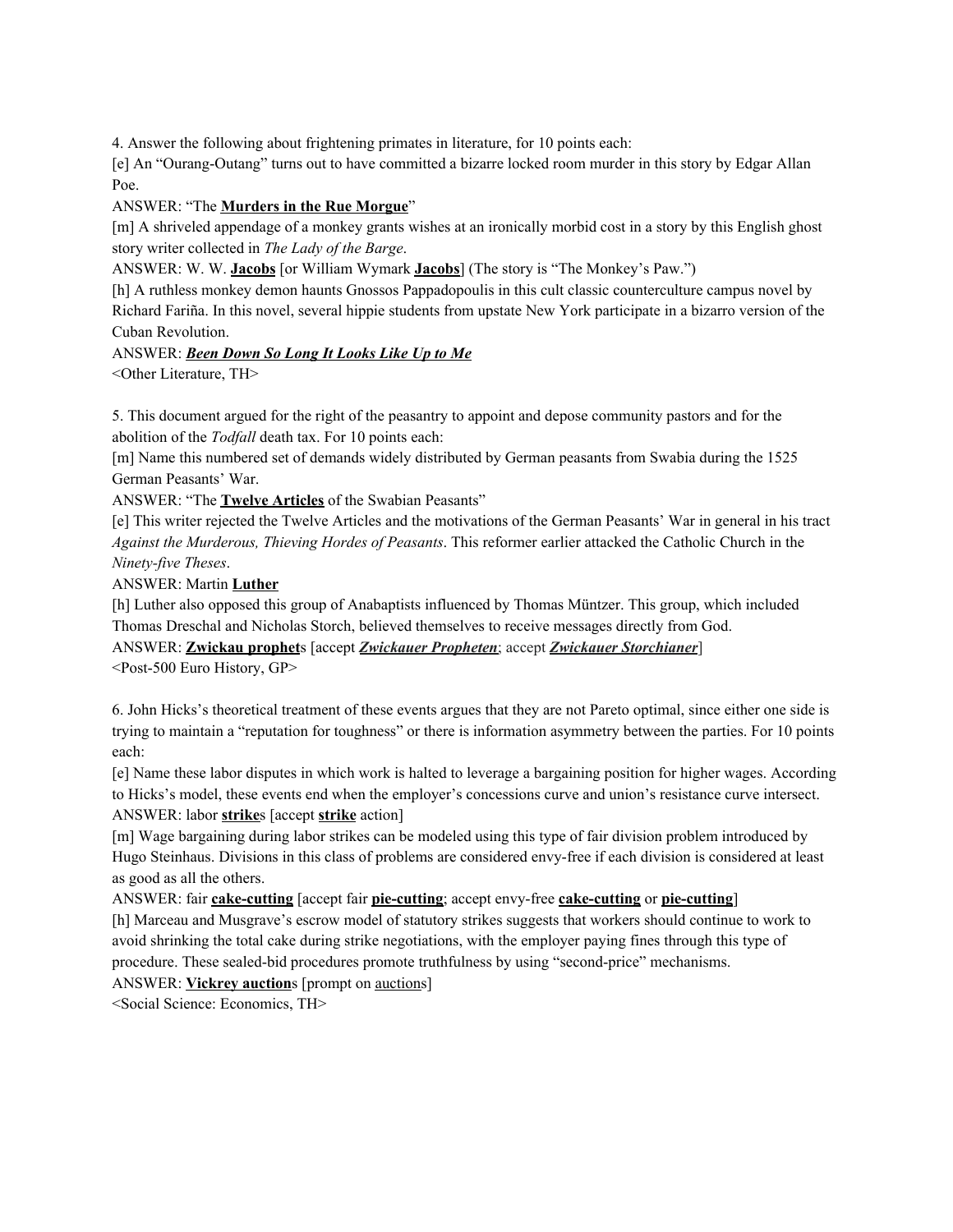4. Answer the following about frightening primates in literature, for 10 points each:

[e] An "Ourang-Outang" turns out to have committed a bizarre locked room murder in this story by Edgar Allan Poe.

ANSWER: "The **<u>Murders in the Rue Morgue</u>**"

[m] A shriveled appendage of a monkey grants wishes at an ironically morbid cost in a story by this English ghost story writer collected in *The Lady of the Barge*.

ANSWER: W. W. **<u>Jacobs</u>** [or William Wymark **<u>Jacobs</u>**] (The story is "The Monkey's Paw.")

[h] A ruthless monkey demon haunts Gnossos Pappadopoulis in this cult classic counterculture campus novel by Richard Fariña. In this novel, several hippie students from upstate New York participate in a bizarro version of the Cuban Revolution.

ANSWER: ***<u>Been Down So Long It Looks Like Up to Me</u>***

<Other Literature, TH>

5. This document argued for the right of the peasantry to appoint and depose community pastors and for the abolition of the *Todfall* death tax. For 10 points each:

[m] Name this numbered set of demands widely distributed by German peasants from Swabia during the 1525 German Peasants' War.

ANSWER: "The **<u>Twelve Articles</u>** of the Swabian Peasants"

[e] This writer rejected the Twelve Articles and the motivations of the German Peasants' War in general in his tract *Against the Murderous, Thieving Hordes of Peasants*. This reformer earlier attacked the Catholic Church in the *Ninety-five Theses*.

ANSWER: Martin **<u>Luther</u>**

[h] Luther also opposed this group of Anabaptists influenced by Thomas Müntzer. This group, which included Thomas Dreschal and Nicholas Storch, believed themselves to receive messages directly from God.

ANSWER: **<u>Zwickau prophet</u>**s [accept ***<u>Zwickauer Propheten</u>***; accept ***<u>Zwickauer Storchianer</u>***]

<Post-500 Euro History, GP>

6. John Hicks's theoretical treatment of these events argues that they are not Pareto optimal, since either one side is trying to maintain a "reputation for toughness" or there is information asymmetry between the parties. For 10 points each:

[e] Name these labor disputes in which work is halted to leverage a bargaining position for higher wages. According to Hicks's model, these events end when the employer's concessions curve and union's resistance curve intersect.

ANSWER: labor **<u>strike</u>**s [accept **<u>strike</u>** action]

[m] Wage bargaining during labor strikes can be modeled using this type of fair division problem introduced by Hugo Steinhaus. Divisions in this class of problems are considered envy-free if each division is considered at least as good as all the others.

ANSWER: fair **<u>cake-cutting</u>** [accept fair **<u>pie-cutting</u>**; accept envy-free **<u>cake-cutting</u>** or **<u>pie-cutting</u>**]

[h] Marceau and Musgrave's escrow model of statutory strikes suggests that workers should continue to work to avoid shrinking the total cake during strike negotiations, with the employer paying fines through this type of procedure. These sealed-bid procedures promote truthfulness by using "second-price" mechanisms.

ANSWER: **<u>Vickrey auction</u>**s [prompt on <u>auction</u>s]

<Social Science: Economics, TH>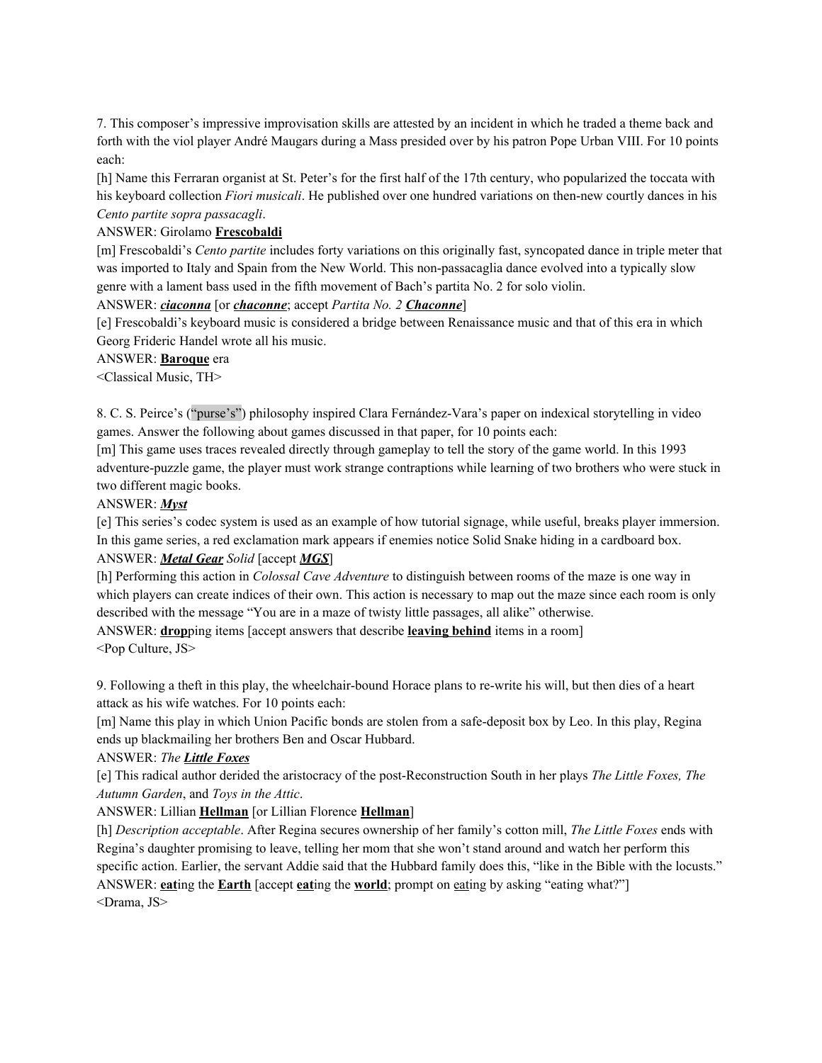7. This composer's impressive improvisation skills are attested by an incident in which he traded a theme back and forth with the viol player André Maugars during a Mass presided over by his patron Pope Urban VIII. For 10 points each:

[h] Name this Ferraran organist at St. Peter's for the first half of the 17th century, who popularized the toccata with his keyboard collection *Fiori musicali*. He published over one hundred variations on then-new courtly dances in his *Cento partite sopra passacagli*.

ANSWER: Girolamo **Frescobaldi**

[m] Frescobaldi's *Cento partite* includes forty variations on this originally fast, syncopated dance in triple meter that was imported to Italy and Spain from the New World. This non-passacaglia dance evolved into a typically slow genre with a lament bass used in the fifth movement of Bach's partita No. 2 for solo violin.

ANSWER: ***ciaconna*** [or ***chaconne***; accept *Partita No. 2* ***Chaconne***]

[e] Frescobaldi's keyboard music is considered a bridge between Renaissance music and that of this era in which Georg Frideric Handel wrote all his music.

ANSWER: **Baroque** era

<Classical Music, TH>

8. C. S. Peirce's ("purse's") philosophy inspired Clara Fernández-Vara's paper on indexical storytelling in video games. Answer the following about games discussed in that paper, for 10 points each:

[m] This game uses traces revealed directly through gameplay to tell the story of the game world. In this 1993 adventure-puzzle game, the player must work strange contraptions while learning of two brothers who were stuck in two different magic books.

ANSWER: ***Myst***

[e] This series's codec system is used as an example of how tutorial signage, while useful, breaks player immersion. In this game series, a red exclamation mark appears if enemies notice Solid Snake hiding in a cardboard box.

ANSWER: ***Metal Gear*** *Solid* [accept ***MGS***]

[h] Performing this action in *Colossal Cave Adventure* to distinguish between rooms of the maze is one way in which players can create indices of their own. This action is necessary to map out the maze since each room is only described with the message "You are in a maze of twisty little passages, all alike" otherwise.

ANSWER: **dropp**ing items [accept answers that describe **leaving behind** items in a room]

<Pop Culture, JS>

9. Following a theft in this play, the wheelchair-bound Horace plans to re-write his will, but then dies of a heart attack as his wife watches. For 10 points each:

[m] Name this play in which Union Pacific bonds are stolen from a safe-deposit box by Leo. In this play, Regina ends up blackmailing her brothers Ben and Oscar Hubbard.

ANSWER: *The* ***Little Foxes***

[e] This radical author derided the aristocracy of the post-Reconstruction South in her plays *The Little Foxes, The Autumn Garden*, and *Toys in the Attic*.

ANSWER: Lillian **Hellman** [or Lillian Florence **Hellman**]

[h] *Description acceptable*. After Regina secures ownership of her family's cotton mill, *The Little Foxes* ends with Regina's daughter promising to leave, telling her mom that she won't stand around and watch her perform this specific action. Earlier, the servant Addie said that the Hubbard family does this, "like in the Bible with the locusts."

ANSWER: **eat**ing the **Earth** [accept **eat**ing the **world**; prompt on eating by asking "eating what?"]

<Drama, JS>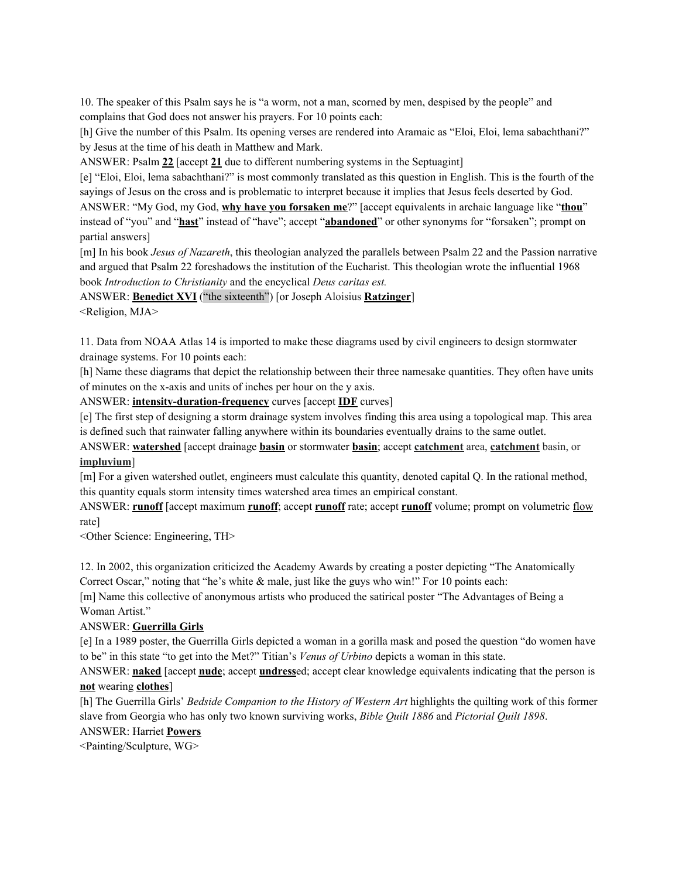10. The speaker of this Psalm says he is "a worm, not a man, scorned by men, despised by the people" and complains that God does not answer his prayers. For 10 points each:

[h] Give the number of this Psalm. Its opening verses are rendered into Aramaic as "Eloi, Eloi, lema sabachthani?" by Jesus at the time of his death in Matthew and Mark.

ANSWER: Psalm **22** [accept **21** due to different numbering systems in the Septuagint]

[e] "Eloi, Eloi, lema sabachthani?" is most commonly translated as this question in English. This is the fourth of the sayings of Jesus on the cross and is problematic to interpret because it implies that Jesus feels deserted by God.

ANSWER: "My God, my God, **why have you forsaken me**?" [accept equivalents in archaic language like "**thou**" instead of "you" and "**hast**" instead of "have"; accept "**abandoned**" or other synonyms for "forsaken"; prompt on partial answers]

[m] In his book *Jesus of Nazareth*, this theologian analyzed the parallels between Psalm 22 and the Passion narrative and argued that Psalm 22 foreshadows the institution of the Eucharist. This theologian wrote the influential 1968 book *Introduction to Christianity* and the encyclical *Deus caritas est.*

ANSWER: **Benedict XVI** ("the sixteenth") [or Joseph Aloisius **Ratzinger**]

<Religion, MJA>

11. Data from NOAA Atlas 14 is imported to make these diagrams used by civil engineers to design stormwater drainage systems. For 10 points each:

[h] Name these diagrams that depict the relationship between their three namesake quantities. They often have units of minutes on the x-axis and units of inches per hour on the y axis.

ANSWER: **intensity-duration-frequency** curves [accept **IDF** curves]

[e] The first step of designing a storm drainage system involves finding this area using a topological map. This area is defined such that rainwater falling anywhere within its boundaries eventually drains to the same outlet.

ANSWER: **watershed** [accept drainage **basin** or stormwater **basin**; accept **catchment** area, **catchment** basin, or **impluvium**]

[m] For a given watershed outlet, engineers must calculate this quantity, denoted capital Q. In the rational method, this quantity equals storm intensity times watershed area times an empirical constant.

ANSWER: **runoff** [accept maximum **runoff**; accept **runoff** rate; accept **runoff** volume; prompt on volumetric flow rate]

<Other Science: Engineering, TH>

12. In 2002, this organization criticized the Academy Awards by creating a poster depicting "The Anatomically Correct Oscar," noting that "he's white & male, just like the guys who win!" For 10 points each:

[m] Name this collective of anonymous artists who produced the satirical poster "The Advantages of Being a Woman Artist."

ANSWER: **Guerrilla Girls**

[e] In a 1989 poster, the Guerrilla Girls depicted a woman in a gorilla mask and posed the question "do women have to be" in this state "to get into the Met?" Titian's *Venus of Urbino* depicts a woman in this state.

ANSWER: **naked** [accept **nude**; accept **undress**ed; accept clear knowledge equivalents indicating that the person is **not** wearing **clothes**]

[h] The Guerrilla Girls' *Bedside Companion to the History of Western Art* highlights the quilting work of this former slave from Georgia who has only two known surviving works, *Bible Quilt 1886* and *Pictorial Quilt 1898*.

ANSWER: Harriet **Powers**

<Painting/Sculpture, WG>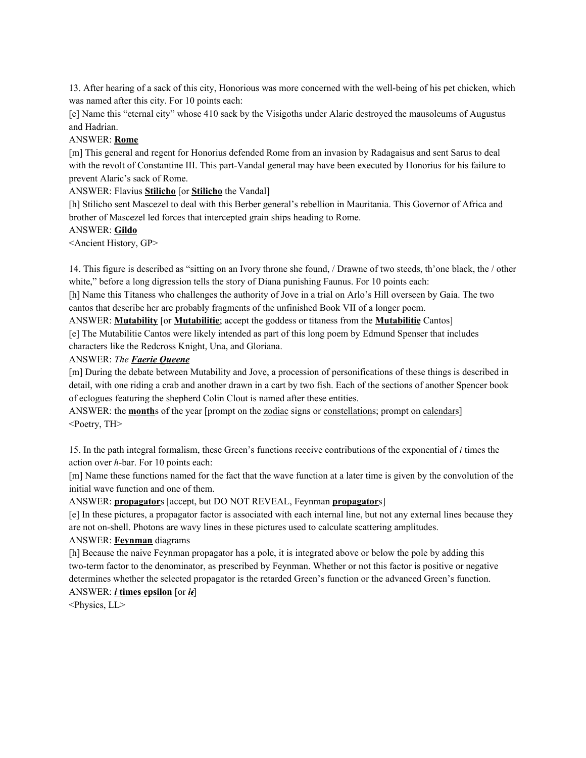13. After hearing of a sack of this city, Honorious was more concerned with the well-being of his pet chicken, which was named after this city. For 10 points each:

[e] Name this "eternal city" whose 410 sack by the Visigoths under Alaric destroyed the mausoleums of Augustus and Hadrian.

ANSWER: **<u>Rome</u>**

[m] This general and regent for Honorius defended Rome from an invasion by Radagaisus and sent Sarus to deal with the revolt of Constantine III. This part-Vandal general may have been executed by Honorius for his failure to prevent Alaric's sack of Rome.

ANSWER: Flavius **<u>Stilicho</u>** [or **<u>Stilicho</u>** the Vandal]

[h] Stilicho sent Mascezel to deal with this Berber general's rebellion in Mauritania. This Governor of Africa and brother of Mascezel led forces that intercepted grain ships heading to Rome.

ANSWER: **<u>Gildo</u>**

<Ancient History, GP>

14. This figure is described as "sitting on an Ivory throne she found, / Drawne of two steeds, th'one black, the / other white," before a long digression tells the story of Diana punishing Faunus. For 10 points each:

[h] Name this Titaness who challenges the authority of Jove in a trial on Arlo's Hill overseen by Gaia. The two cantos that describe her are probably fragments of the unfinished Book VII of a longer poem.

ANSWER: **<u>Mutability</u>** [or **<u>Mutabilitie</u>**; accept the goddess or titaness from the **<u>Mutabilitie</u>** Cantos]

[e] The Mutabilitie Cantos were likely intended as part of this long poem by Edmund Spenser that includes characters like the Redcross Knight, Una, and Gloriana.

ANSWER: *The **<u>Faerie Queene</u>***

[m] During the debate between Mutability and Jove, a procession of personifications of these things is described in detail, with one riding a crab and another drawn in a cart by two fish. Each of the sections of another Spencer book of eclogues featuring the shepherd Colin Clout is named after these entities.

ANSWER: the **<u>month</u>**s of the year [prompt on the <u>zodiac</u> signs or <u>constellation</u>s; prompt on <u>calendar</u>s]

<Poetry, TH>

15. In the path integral formalism, these Green's functions receive contributions of the exponential of *i* times the action over *h*-bar. For 10 points each:

[m] Name these functions named for the fact that the wave function at a later time is given by the convolution of the initial wave function and one of them.

ANSWER: **<u>propagator</u>**s [accept, but DO NOT REVEAL, Feynman **<u>propagator</u>**s]

[e] In these pictures, a propagator factor is associated with each internal line, but not any external lines because they are not on-shell. Photons are wavy lines in these pictures used to calculate scattering amplitudes.

ANSWER: **<u>Feynman</u>** diagrams

[h] Because the naive Feynman propagator has a pole, it is integrated above or below the pole by adding this two-term factor to the denominator, as prescribed by Feynman. Whether or not this factor is positive or negative determines whether the selected propagator is the retarded Green's function or the advanced Green's function.

ANSWER: ***<u>i</u>* <u>times epsilon</u>** [or ***<u>iϵ</u>***]

<Physics, LL>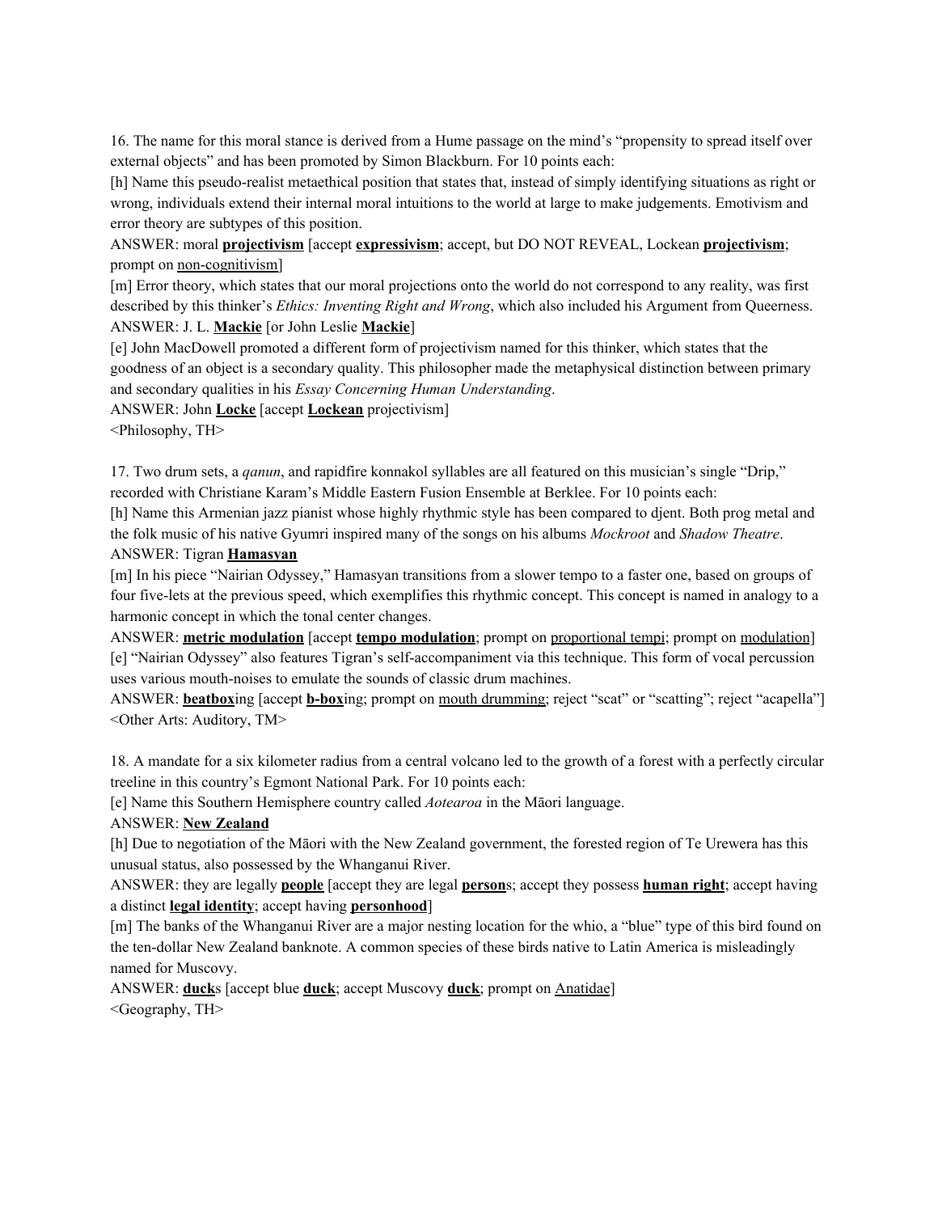16. The name for this moral stance is derived from a Hume passage on the mind's "propensity to spread itself over external objects" and has been promoted by Simon Blackburn. For 10 points each:

[h] Name this pseudo-realist metaethical position that states that, instead of simply identifying situations as right or wrong, individuals extend their internal moral intuitions to the world at large to make judgements. Emotivism and error theory are subtypes of this position.

ANSWER: moral **projectivism** [accept **expressivism**; accept, but DO NOT REVEAL, Lockean **projectivism**; prompt on non-cognitivism]

[m] Error theory, which states that our moral projections onto the world do not correspond to any reality, was first described by this thinker's *Ethics: Inventing Right and Wrong*, which also included his Argument from Queerness.

ANSWER: J. L. **Mackie** [or John Leslie **Mackie**]

[e] John MacDowell promoted a different form of projectivism named for this thinker, which states that the goodness of an object is a secondary quality. This philosopher made the metaphysical distinction between primary and secondary qualities in his *Essay Concerning Human Understanding*.

ANSWER: John **Locke** [accept **Lockean** projectivism]

<Philosophy, TH>

17. Two drum sets, a *qanun*, and rapidfire konnakol syllables are all featured on this musician's single "Drip," recorded with Christiane Karam's Middle Eastern Fusion Ensemble at Berklee. For 10 points each:

[h] Name this Armenian jazz pianist whose highly rhythmic style has been compared to djent. Both prog metal and the folk music of his native Gyumri inspired many of the songs on his albums *Mockroot* and *Shadow Theatre*.

ANSWER: Tigran **Hamasyan**

[m] In his piece "Nairian Odyssey," Hamasyan transitions from a slower tempo to a faster one, based on groups of four five-lets at the previous speed, which exemplifies this rhythmic concept. This concept is named in analogy to a harmonic concept in which the tonal center changes.

ANSWER: **metric modulation** [accept **tempo modulation**; prompt on proportional tempi; prompt on modulation]

[e] "Nairian Odyssey" also features Tigran's self-accompaniment via this technique. This form of vocal percussion uses various mouth-noises to emulate the sounds of classic drum machines.

ANSWER: **beatbox**ing [accept **b-box**ing; prompt on mouth drumming; reject "scat" or "scatting"; reject "acapella"]

<Other Arts: Auditory, TM>

18. A mandate for a six kilometer radius from a central volcano led to the growth of a forest with a perfectly circular treeline in this country's Egmont National Park. For 10 points each:

[e] Name this Southern Hemisphere country called *Aotearoa* in the Māori language.

ANSWER: **New Zealand**

[h] Due to negotiation of the Māori with the New Zealand government, the forested region of Te Urewera has this unusual status, also possessed by the Whanganui River.

ANSWER: they are legally **people** [accept they are legal **person**s; accept they possess **human right**; accept having a distinct **legal identity**; accept having **personhood**]

[m] The banks of the Whanganui River are a major nesting location for the whio, a "blue" type of this bird found on the ten-dollar New Zealand banknote. A common species of these birds native to Latin America is misleadingly named for Muscovy.

ANSWER: **duck**s [accept blue **duck**; accept Muscovy **duck**; prompt on Anatidae]

<Geography, TH>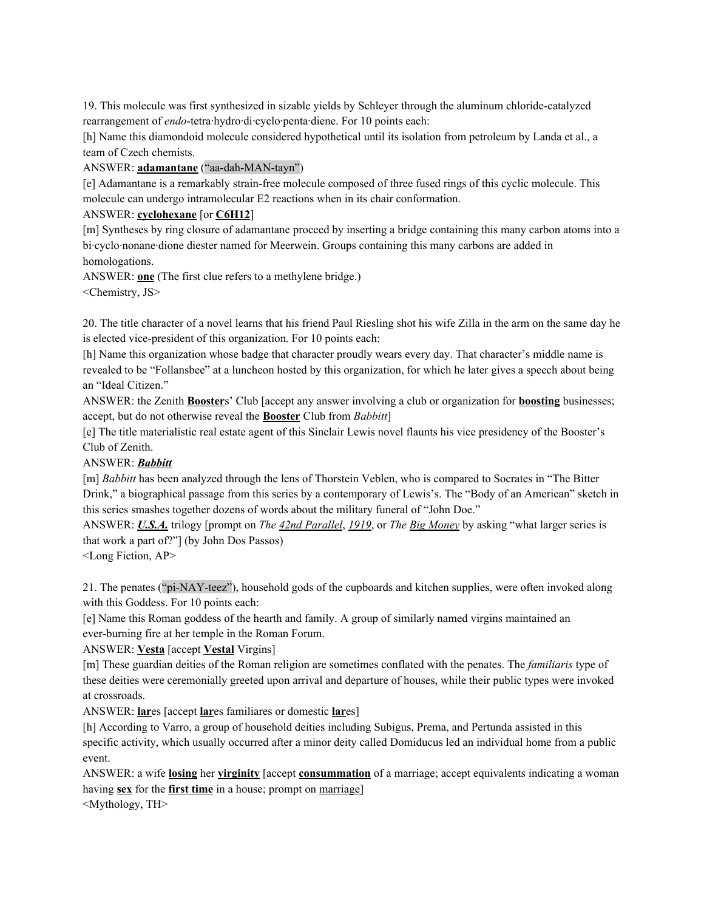19. This molecule was first synthesized in sizable yields by Schleyer through the aluminum chloride-catalyzed rearrangement of *endo*-tetra·hydro·di·cyclo·penta·diene. For 10 points each:

[h] Name this diamondoid molecule considered hypothetical until its isolation from petroleum by Landa et al., a team of Czech chemists.

ANSWER: **adamantane** ("aa-dah-MAN-tayn")

[e] Adamantane is a remarkably strain-free molecule composed of three fused rings of this cyclic molecule. This molecule can undergo intramolecular E2 reactions when in its chair conformation.

ANSWER: **cyclohexane** [or **$C_6H_{12}$**]

[m] Syntheses by ring closure of adamantane proceed by inserting a bridge containing this many carbon atoms into a bi·cyclo·nonane·dione diester named for Meerwein. Groups containing this many carbons are added in homologations.

ANSWER: **one** (The first clue refers to a methylene bridge.)

<Chemistry, JS>

20. The title character of a novel learns that his friend Paul Riesling shot his wife Zilla in the arm on the same day he is elected vice-president of this organization. For 10 points each:

[h] Name this organization whose badge that character proudly wears every day. That character's middle name is revealed to be "Follansbee" at a luncheon hosted by this organization, for which he later gives a speech about being an "Ideal Citizen."

ANSWER: the Zenith **Booster**s' Club [accept any answer involving a club or organization for **boosting** businesses; accept, but do not otherwise reveal the **Booster** Club from *Babbitt*]

[e] The title materialistic real estate agent of this Sinclair Lewis novel flaunts his vice presidency of the Booster's Club of Zenith.

ANSWER: ***Babbitt***

[m] *Babbitt* has been analyzed through the lens of Thorstein Veblen, who is compared to Socrates in "The Bitter Drink," a biographical passage from this series by a contemporary of Lewis's. The "Body of an American" sketch in this series smashes together dozens of words about the military funeral of "John Doe."

ANSWER: ***U.S.A.*** trilogy [prompt on *The 42nd Parallel*, *1919*, or *The Big Money* by asking "what larger series is that work a part of?"] (by John Dos Passos)

<Long Fiction, AP>

21. The penates ("pi-NAY-teez"), household gods of the cupboards and kitchen supplies, were often invoked along with this Goddess. For 10 points each:

[e] Name this Roman goddess of the hearth and family. A group of similarly named virgins maintained an ever-burning fire at her temple in the Roman Forum.

ANSWER: **Vesta** [accept **Vestal** Virgins]

[m] These guardian deities of the Roman religion are sometimes conflated with the penates. The *familiaris* type of these deities were ceremonially greeted upon arrival and departure of houses, while their public types were invoked at crossroads.

ANSWER: **lar**es [accept **lar**es familiares or domestic **lar**es]

[h] According to Varro, a group of household deities including Subigus, Prema, and Pertunda assisted in this specific activity, which usually occurred after a minor deity called Domiducus led an individual home from a public event.

ANSWER: a wife **losing** her **virginity** [accept **consummation** of a marriage; accept equivalents indicating a woman having **sex** for the **first time** in a house; prompt on marriage]

<Mythology, TH>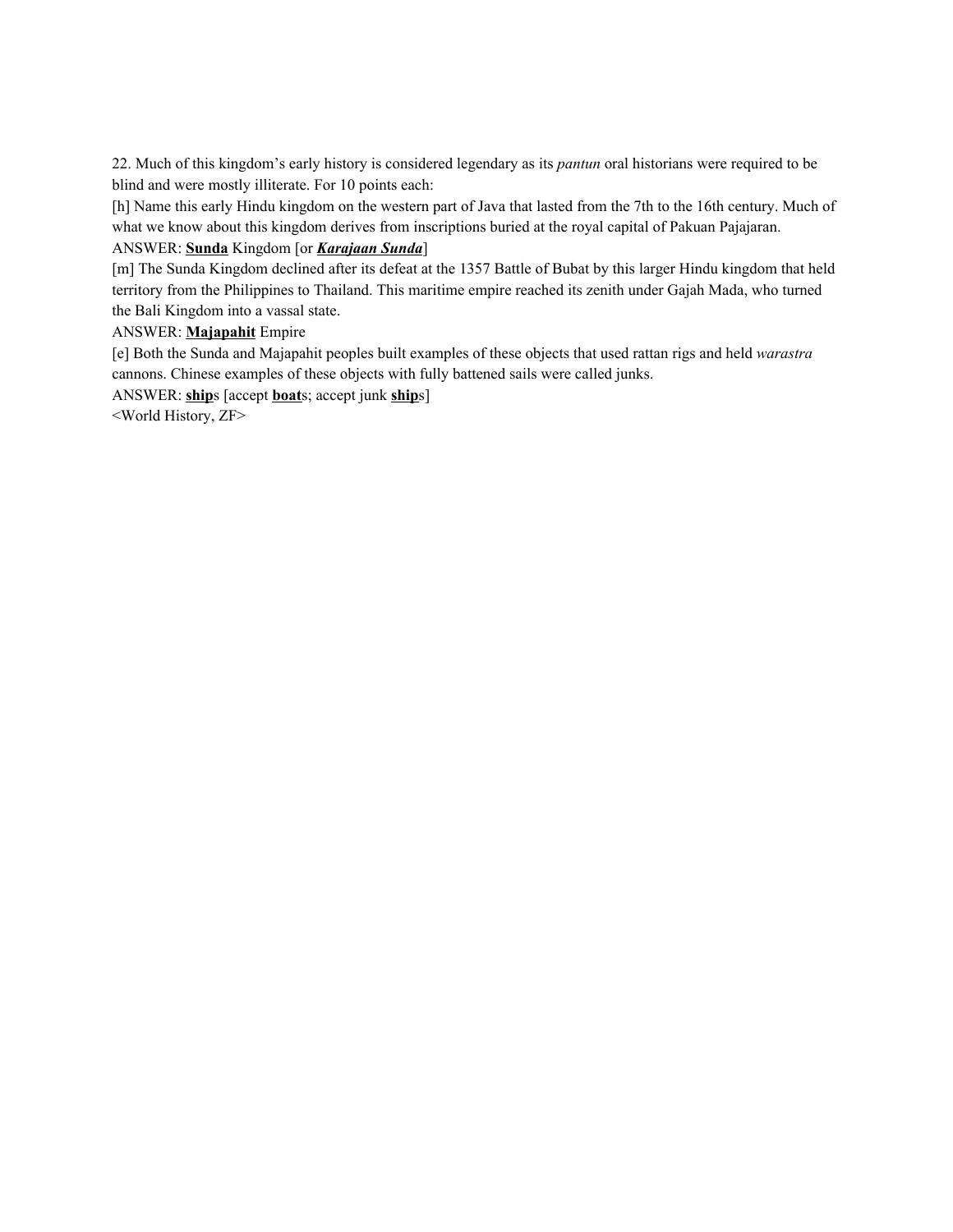22. Much of this kingdom's early history is considered legendary as its *pantun* oral historians were required to be blind and were mostly illiterate. For 10 points each:

[h] Name this early Hindu kingdom on the western part of Java that lasted from the 7th to the 16th century. Much of what we know about this kingdom derives from inscriptions buried at the royal capital of Pakuan Pajajaran.

ANSWER: **Sunda** Kingdom [or ***Karajaan Sunda***]

[m] The Sunda Kingdom declined after its defeat at the 1357 Battle of Bubat by this larger Hindu kingdom that held territory from the Philippines to Thailand. This maritime empire reached its zenith under Gajah Mada, who turned the Bali Kingdom into a vassal state.

ANSWER: **Majapahit** Empire

[e] Both the Sunda and Majapahit peoples built examples of these objects that used rattan rigs and held *warastra* cannons. Chinese examples of these objects with fully battened sails were called junks.

ANSWER: **ship**s [accept **boat**s; accept junk **ship**s]

<World History, ZF>